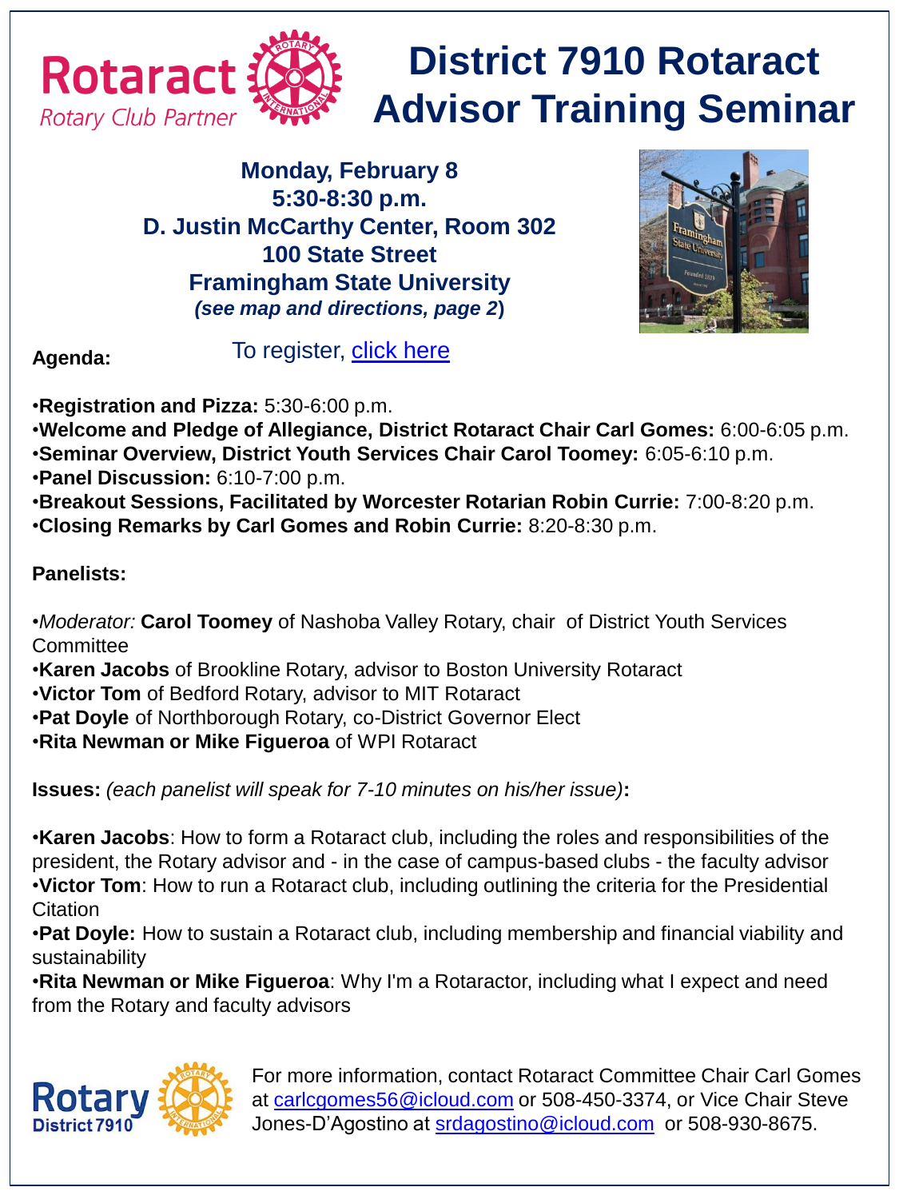Rotaract
Rotary Club Partner

# District 7910 Rotaract Advisor Training Seminar

**Monday, February 8**
**5:30-8:30 p.m.**
**D. Justin McCarthy Center, Room 302**
**100 State Street**
**Framingham State University**
***(see map and directions, page 2)***

**Agenda:**

To register, [click here]()

- **Registration and Pizza:** 5:30-6:00 p.m.
- **Welcome and Pledge of Allegiance, District Rotaract Chair Carl Gomes:** 6:00-6:05 p.m.
- **Seminar Overview, District Youth Services Chair Carol Toomey:** 6:05-6:10 p.m.
- **Panel Discussion:** 6:10-7:00 p.m.
- **Breakout Sessions, Facilitated by Worcester Rotarian Robin Currie:** 7:00-8:20 p.m.
- **Closing Remarks by Carl Gomes and Robin Currie:** 8:20-8:30 p.m.

**Panelists:**

- *Moderator:* **Carol Toomey** of Nashoba Valley Rotary, chair of District Youth Services Committee
- **Karen Jacobs** of Brookline Rotary, advisor to Boston University Rotaract
- **Victor Tom** of Bedford Rotary, advisor to MIT Rotaract
- **Pat Doyle** of Northborough Rotary, co-District Governor Elect
- **Rita Newman or Mike Figueroa** of WPI Rotaract

**Issues:** *(each panelist will speak for 7-10 minutes on his/her issue)***:**

- **Karen Jacobs**: How to form a Rotaract club, including the roles and responsibilities of the president, the Rotary advisor and - in the case of campus-based clubs - the faculty advisor
- **Victor Tom**: How to run a Rotaract club, including outlining the criteria for the Presidential Citation
- **Pat Doyle:** How to sustain a Rotaract club, including membership and financial viability and sustainability
- **Rita Newman or Mike Figueroa**: Why I'm a Rotaractor, including what I expect and need from the Rotary and faculty advisors

Rotary District 7910

For more information, contact Rotaract Committee Chair Carl Gomes at carlcgomes56@icloud.com or 508-450-3374, or Vice Chair Steve Jones-D'Agostino at srdagostino@icloud.com or 508-930-8675.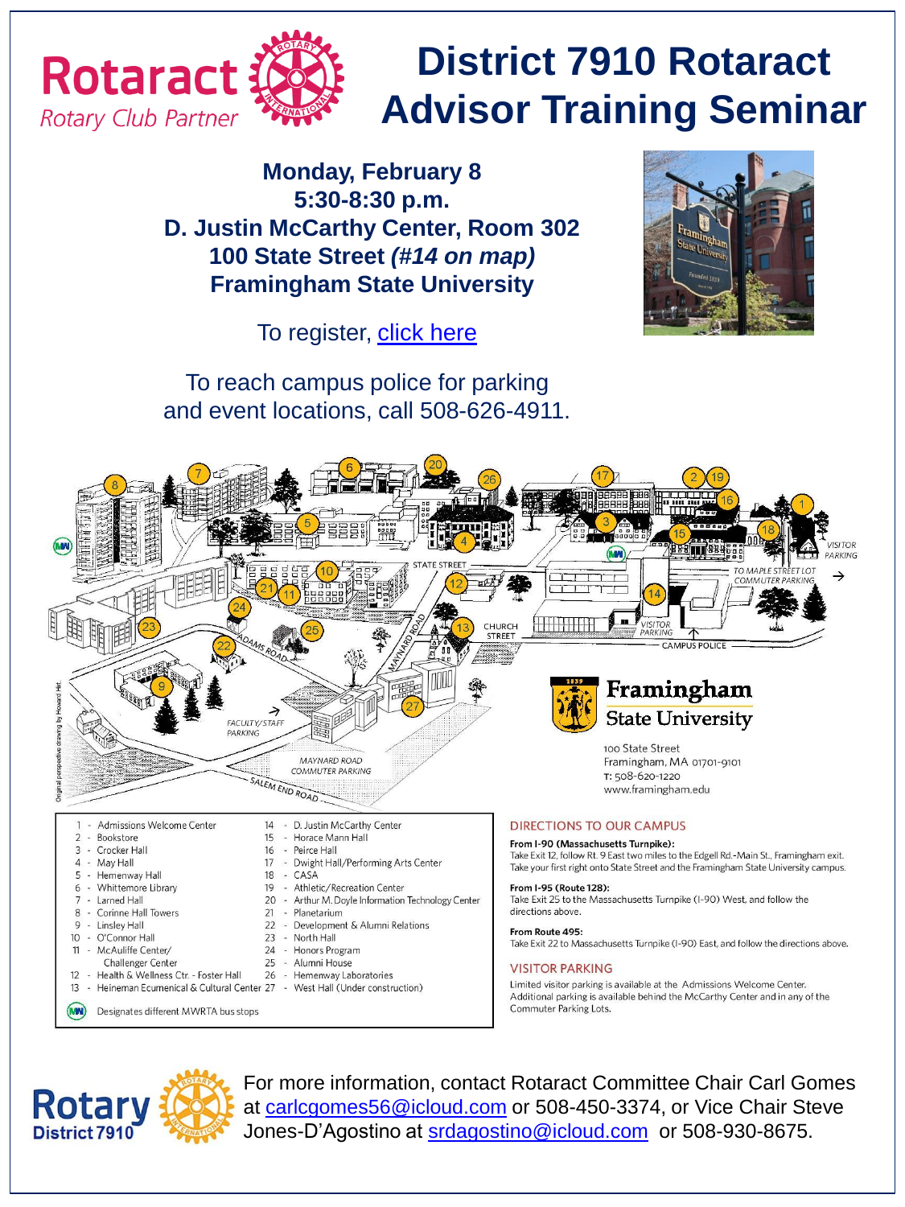Rotaract
Rotary Club Partner

# District 7910 Rotaract Advisor Training Seminar

**Monday, February 8**
**5:30-8:30 p.m.**
**D. Justin McCarthy Center, Room 302**
**100 State Street *(#14 on map)***
**Framingham State University**

To register, click here

To reach campus police for parking and event locations, call 508-626-4911.

STATE STREET
CHURCH STREET
MAYNARD ROAD
ADAMS ROAD
SALEM END ROAD
VISITOR PARKING
TO MAPLE STREET LOT COMMUTER PARKING
CAMPUS POLICE
FACULTY/STAFF PARKING
MAYNARD ROAD COMMUTER PARKING
Original perspective drawing by Howard Hitt.

Framingham State University

100 State Street
Framingham, MA 01701-9101
T: 508-620-1220
www.framingham.edu

| | |
|---|---|
| 1 - Admissions Welcome Center | 14 - D. Justin McCarthy Center |
| 2 - Bookstore | 15 - Horace Mann Hall |
| 3 - Crocker Hall | 16 - Peirce Hall |
| 4 - May Hall | 17 - Dwight Hall/Performing Arts Center |
| 5 - Hemenway Hall | 18 - CASA |
| 6 - Whittemore Library | 19 - Athletic/Recreation Center |
| 7 - Larned Hall | 20 - Arthur M. Doyle Information Technology Center |
| 8 - Corinne Hall Towers | 21 - Planetarium |
| 9 - Linsley Hall | 22 - Development & Alumni Relations |
| 10 - O'Connor Hall | 23 - North Hall |
| 11 - McAuliffe Center/ Challenger Center | 24 - Honors Program |
| | 25 - Alumni House |
| 12 - Health & Wellness Ctr. - Foster Hall | 26 - Hemenway Laboratories |
| 13 - Heineman Ecumenical & Cultural Center | 27 - West Hall (Under construction) |

(MW) Designates different MWRTA bus stops

## DIRECTIONS TO OUR CAMPUS

**From I-90 (Massachusetts Turnpike):**
Take Exit 12, follow Rt. 9 East two miles to the Edgell Rd.-Main St., Framingham exit. Take your first right onto State Street and the Framingham State University campus.

**From I-95 (Route 128):**
Take Exit 25 to the Massachusetts Turnpike (I-90) West, and follow the directions above.

**From Route 495:**
Take Exit 22 to Massachusetts Turnpike (I-90) East, and follow the directions above.

## VISITOR PARKING

Limited visitor parking is available at the Admissions Welcome Center. Additional parking is available behind the McCarthy Center and in any of the Commuter Parking Lots.

Rotary District 7910

For more information, contact Rotaract Committee Chair Carl Gomes at carlcgomes56@icloud.com or 508-450-3374, or Vice Chair Steve Jones-D'Agostino at srdagostino@icloud.com or 508-930-8675.